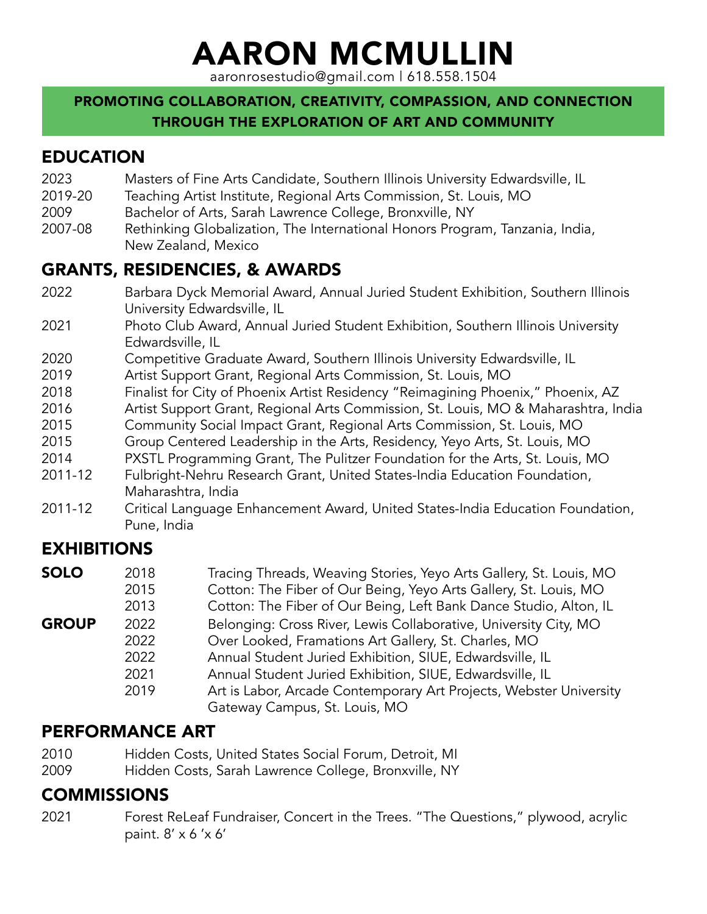# AARON MCMULLIN

aaronrosestudio@gmail.com | 618.558.1504

**PROMOTING COLLABORATION, CREATIVITY, COMPASSION, AND CONNECTION THROUGH THE EXPLORATION OF ART AND COMMUNITY**

## EDUCATION

2023 Masters of Fine Arts Candidate, Southern Illinois University Edwardsville, IL
2019-20 Teaching Artist Institute, Regional Arts Commission, St. Louis, MO
2009 Bachelor of Arts, Sarah Lawrence College, Bronxville, NY
2007-08 Rethinking Globalization, The International Honors Program, Tanzania, India, New Zealand, Mexico

## GRANTS, RESIDENCIES, & AWARDS

2022 Barbara Dyck Memorial Award, Annual Juried Student Exhibition, Southern Illinois University Edwardsville, IL
2021 Photo Club Award, Annual Juried Student Exhibition, Southern Illinois University Edwardsville, IL
2020 Competitive Graduate Award, Southern Illinois University Edwardsville, IL
2019 Artist Support Grant, Regional Arts Commission, St. Louis, MO
2018 Finalist for City of Phoenix Artist Residency "Reimagining Phoenix," Phoenix, AZ
2016 Artist Support Grant, Regional Arts Commission, St. Louis, MO & Maharashtra, India
2015 Community Social Impact Grant, Regional Arts Commission, St. Louis, MO
2015 Group Centered Leadership in the Arts, Residency, Yeyo Arts, St. Louis, MO
2014 PXSTL Programming Grant, The Pulitzer Foundation for the Arts, St. Louis, MO
2011-12 Fulbright-Nehru Research Grant, United States-India Education Foundation, Maharashtra, India
2011-12 Critical Language Enhancement Award, United States-India Education Foundation, Pune, India

## EXHIBITIONS

**SOLO**
2018 Tracing Threads, Weaving Stories, Yeyo Arts Gallery, St. Louis, MO
2015 Cotton: The Fiber of Our Being, Yeyo Arts Gallery, St. Louis, MO
2013 Cotton: The Fiber of Our Being, Left Bank Dance Studio, Alton, IL

**GROUP**
2022 Belonging: Cross River, Lewis Collaborative, University City, MO
2022 Over Looked, Framations Art Gallery, St. Charles, MO
2022 Annual Student Juried Exhibition, SIUE, Edwardsville, IL
2021 Annual Student Juried Exhibition, SIUE, Edwardsville, IL
2019 Art is Labor, Arcade Contemporary Art Projects, Webster University Gateway Campus, St. Louis, MO

## PERFORMANCE ART

2010 Hidden Costs, United States Social Forum, Detroit, MI
2009 Hidden Costs, Sarah Lawrence College, Bronxville, NY

## COMMISSIONS

2021 Forest ReLeaf Fundraiser, Concert in the Trees. "The Questions," plywood, acrylic paint. 8' x 6 'x 6'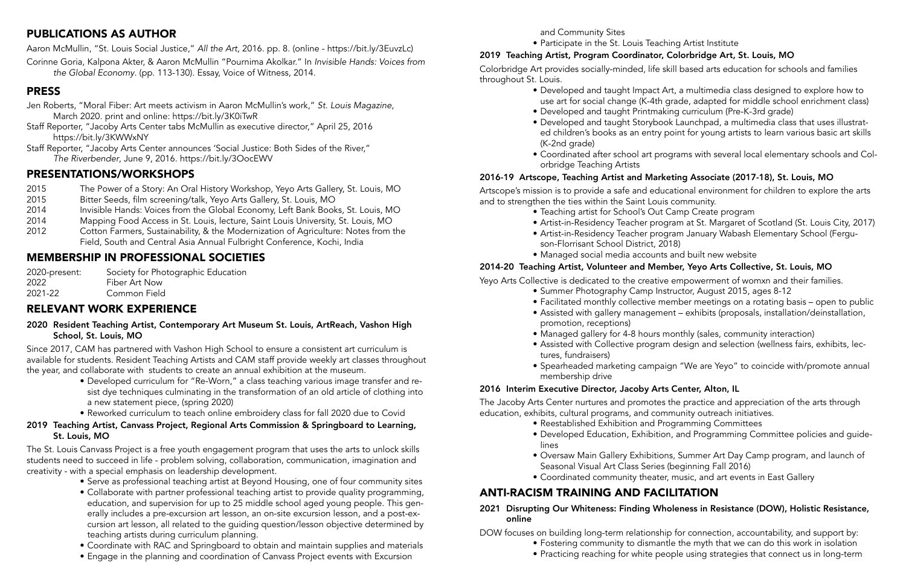## PUBLICATIONS AS AUTHOR

Aaron McMullin, "St. Louis Social Justice," *All the Art*, 2016. pp. 8. (online - https://bit.ly/3EuvzLc)

Corinne Goria, Kalpona Akter, & Aaron McMullin "Pournima Akolkar." In *Invisible Hands: Voices from the Global Economy*. (pp. 113-130). Essay, Voice of Witness, 2014.

## PRESS

Jen Roberts, "Moral Fiber: Art meets activism in Aaron McMullin's work," *St. Louis Magazine*, March 2020. print and online: https://bit.ly/3K0iTwR

Staff Reporter, "Jacoby Arts Center tabs McMullin as executive director," April 25, 2016 https://bit.ly/3KWWxNY

Staff Reporter, "Jacoby Arts Center announces 'Social Justice: Both Sides of the River," *The Riverbender*, June 9, 2016. https://bit.ly/3OocEWV

## PRESENTATIONS/WORKSHOPS

| | |
|---|---|
| 2015 | The Power of a Story: An Oral History Workshop, Yeyo Arts Gallery, St. Louis, MO |
| 2015 | Bitter Seeds, film screening/talk, Yeyo Arts Gallery, St. Louis, MO |
| 2014 | Invisible Hands: Voices from the Global Economy, Left Bank Books, St. Louis, MO |
| 2014 | Mapping Food Access in St. Louis, lecture, Saint Louis University, St. Louis, MO |
| 2012 | Cotton Farmers, Sustainability, & the Modernization of Agriculture: Notes from the Field, South and Central Asia Annual Fulbright Conference, Kochi, India |

## MEMBERSHIP IN PROFESSIONAL SOCIETIES

| | |
|---|---|
| 2020-present: | Society for Photographic Education |
| 2022 | Fiber Art Now |
| 2021-22 | Common Field |

## RELEVANT WORK EXPERIENCE

### 2020 Resident Teaching Artist, Contemporary Art Museum St. Louis, ArtReach, Vashon High School, St. Louis, MO

Since 2017, CAM has partnered with Vashon High School to ensure a consistent art curriculum is available for students. Resident Teaching Artists and CAM staff provide weekly art classes throughout the year, and collaborate with students to create an annual exhibition at the museum.

- Developed curriculum for "Re-Worn," a class teaching various image transfer and resist dye techniques culminating in the transformation of an old article of clothing into a new statement piece, (spring 2020)
- Reworked curriculum to teach online embroidery class for fall 2020 due to Covid

### 2019 Teaching Artist, Canvass Project, Regional Arts Commission & Springboard to Learning, St. Louis, MO

The St. Louis Canvass Project is a free youth engagement program that uses the arts to unlock skills students need to succeed in life - problem solving, collaboration, communication, imagination and creativity - with a special emphasis on leadership development.

- Serve as professional teaching artist at Beyond Housing, one of four community sites
- Collaborate with partner professional teaching artist to provide quality programming, education, and supervision for up to 25 middle school aged young people. This generally includes a pre-excursion art lesson, an on-site excursion lesson, and a post-excursion art lesson, all related to the guiding question/lesson objective determined by teaching artists during curriculum planning.
- Coordinate with RAC and Springboard to obtain and maintain supplies and materials
- Engage in the planning and coordination of Canvass Project events with Excursion and Community Sites
- Participate in the St. Louis Teaching Artist Institute

### 2019 Teaching Artist, Program Coordinator, Colorbridge Art, St. Louis, MO

Colorbridge Art provides socially-minded, life skill based arts education for schools and families throughout St. Louis.

- Developed and taught Impact Art, a multimedia class designed to explore how to use art for social change (K-4th grade, adapted for middle school enrichment class)
- Developed and taught Printmaking curriculum (Pre-K-3rd grade)
- Developed and taught Storybook Launchpad, a multimedia class that uses illustrated children's books as an entry point for young artists to learn various basic art skills (K-2nd grade)
- Coordinated after school art programs with several local elementary schools and Colorbridge Teaching Artists

### 2016-19 Artscope, Teaching Artist and Marketing Associate (2017-18), St. Louis, MO

Artscope's mission is to provide a safe and educational environment for children to explore the arts and to strengthen the ties within the Saint Louis community.

- Teaching artist for School's Out Camp Create program
- Artist-in-Residency Teacher program at St. Margaret of Scotland (St. Louis City, 2017)
- Artist-in-Residency Teacher program January Wabash Elementary School (Ferguson-Florrisant School District, 2018)
- Managed social media accounts and built new website

### 2014-20 Teaching Artist, Volunteer and Member, Yeyo Arts Collective, St. Louis, MO

Yeyo Arts Collective is dedicated to the creative empowerment of womxn and their families.

- Summer Photography Camp Instructor, August 2015, ages 8-12
- Facilitated monthly collective member meetings on a rotating basis – open to public
- Assisted with gallery management – exhibits (proposals, installation/deinstallation, promotion, receptions)
- Managed gallery for 4-8 hours monthly (sales, community interaction)
- Assisted with Collective program design and selection (wellness fairs, exhibits, lectures, fundraisers)
- Spearheaded marketing campaign "We are Yeyo" to coincide with/promote annual membership drive

### 2016 Interim Executive Director, Jacoby Arts Center, Alton, IL

The Jacoby Arts Center nurtures and promotes the practice and appreciation of the arts through education, exhibits, cultural programs, and community outreach initiatives.

- Reestablished Exhibition and Programming Committees
- Developed Education, Exhibition, and Programming Committee policies and guidelines
- Oversaw Main Gallery Exhibitions, Summer Art Day Camp program, and launch of Seasonal Visual Art Class Series (beginning Fall 2016)
- Coordinated community theater, music, and art events in East Gallery

## ANTI-RACISM TRAINING AND FACILITATION

### 2021 Disrupting Our Whiteness: Finding Wholeness in Resistance (DOW), Holistic Resistance, online

DOW focuses on building long-term relationship for connection, accountability, and support by:

- Fostering community to dismantle the myth that we can do this work in isolation
- Practicing reaching for white people using strategies that connect us in long-term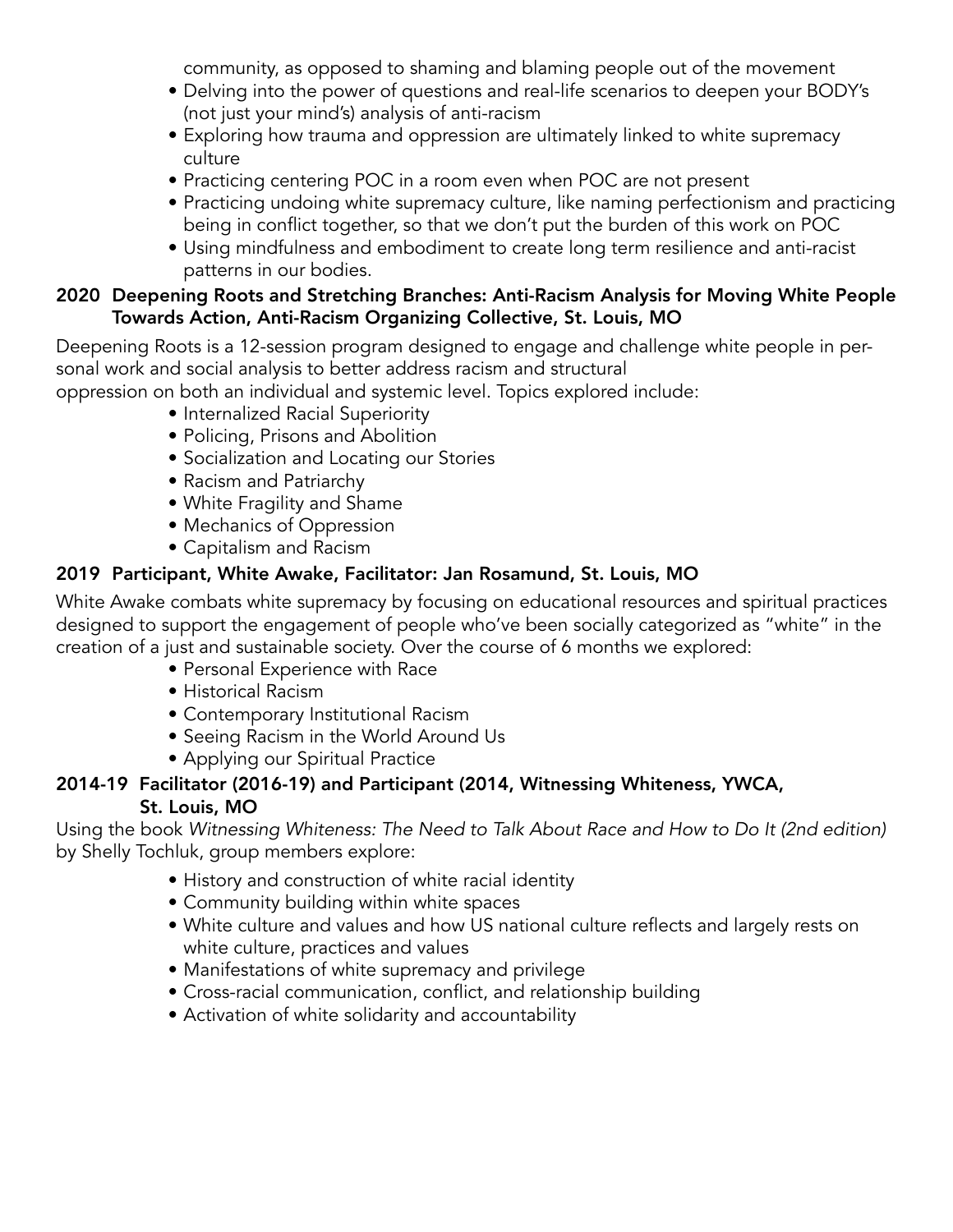community, as opposed to shaming and blaming people out of the movement

- Delving into the power of questions and real-life scenarios to deepen your BODY's (not just your mind's) analysis of anti-racism
- Exploring how trauma and oppression are ultimately linked to white supremacy culture
- Practicing centering POC in a room even when POC are not present
- Practicing undoing white supremacy culture, like naming perfectionism and practicing being in conflict together, so that we don't put the burden of this work on POC
- Using mindfulness and embodiment to create long term resilience and anti-racist patterns in our bodies.

**2020 Deepening Roots and Stretching Branches: Anti-Racism Analysis for Moving White People Towards Action, Anti-Racism Organizing Collective, St. Louis, MO**

Deepening Roots is a 12-session program designed to engage and challenge white people in personal work and social analysis to better address racism and structural oppression on both an individual and systemic level. Topics explored include:

- Internalized Racial Superiority
- Policing, Prisons and Abolition
- Socialization and Locating our Stories
- Racism and Patriarchy
- White Fragility and Shame
- Mechanics of Oppression
- Capitalism and Racism

**2019 Participant, White Awake, Facilitator: Jan Rosamund, St. Louis, MO**

White Awake combats white supremacy by focusing on educational resources and spiritual practices designed to support the engagement of people who've been socially categorized as "white" in the creation of a just and sustainable society. Over the course of 6 months we explored:

- Personal Experience with Race
- Historical Racism
- Contemporary Institutional Racism
- Seeing Racism in the World Around Us
- Applying our Spiritual Practice

**2014-19 Facilitator (2016-19) and Participant (2014, Witnessing Whiteness, YWCA, St. Louis, MO**

Using the book *Witnessing Whiteness: The Need to Talk About Race and How to Do It (2nd edition)* by Shelly Tochluk, group members explore:

- History and construction of white racial identity
- Community building within white spaces
- White culture and values and how US national culture reflects and largely rests on white culture, practices and values
- Manifestations of white supremacy and privilege
- Cross-racial communication, conflict, and relationship building
- Activation of white solidarity and accountability